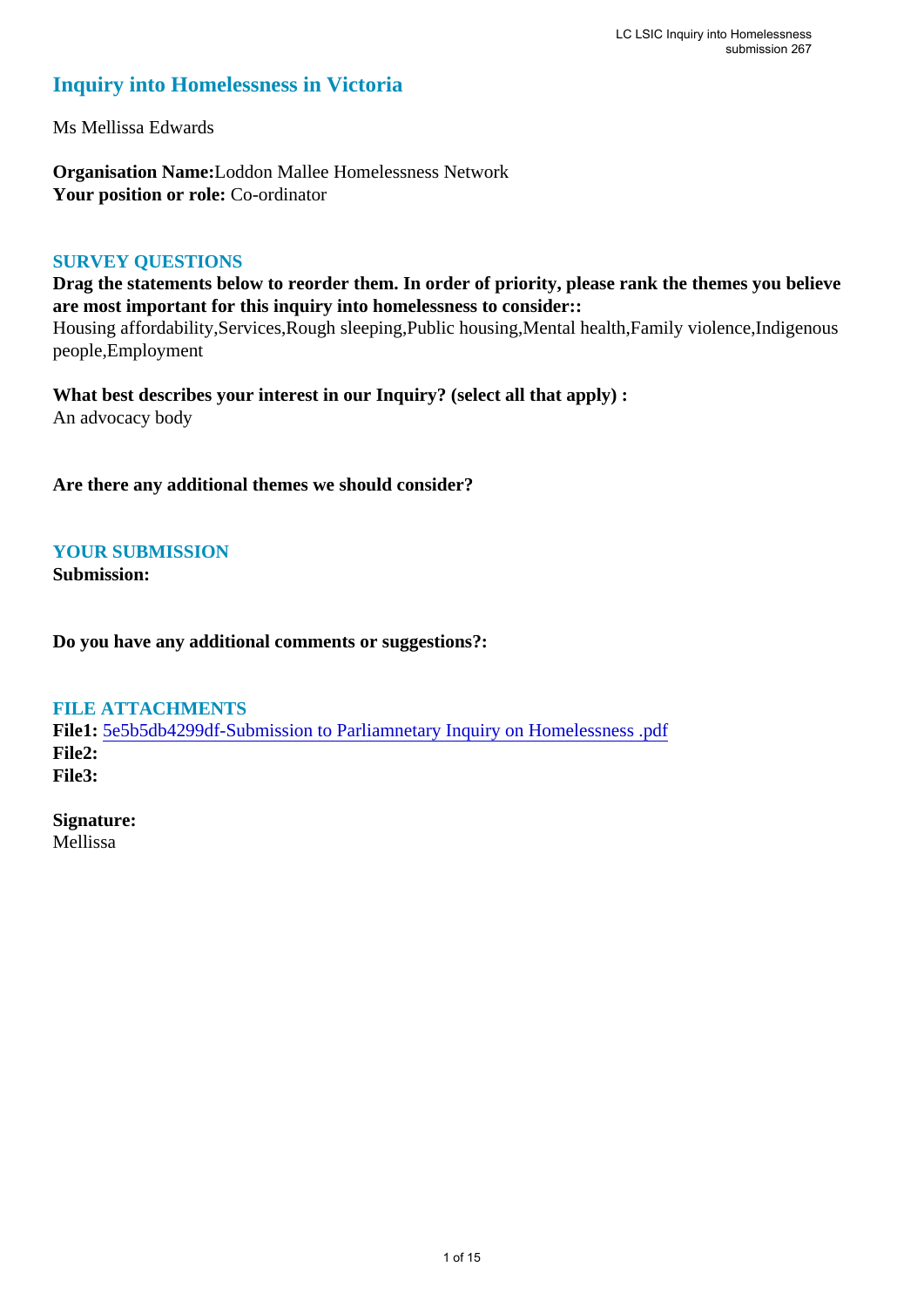# Inquiry into Homelessness in Victoria

Ms Mellissa Edwards

**Organisation Name:** Loddon Mallee Homelessness Network
**Your position or role:** Co-ordinator

## SURVEY QUESTIONS

**Drag the statements below to reorder them. In order of priority, please rank the themes you believe are most important for this inquiry into homelessness to consider::**
Housing affordability,Services,Rough sleeping,Public housing,Mental health,Family violence,Indigenous people,Employment

**What best describes your interest in our Inquiry? (select all that apply) :**
An advocacy body

**Are there any additional themes we should consider?**

## YOUR SUBMISSION

**Submission:**

**Do you have any additional comments or suggestions?:**

## FILE ATTACHMENTS

**File1:** 5e5b5db4299df-Submission to Parliamnetary Inquiry on Homelessness .pdf
**File2:**
**File3:**

**Signature:**
Mellissa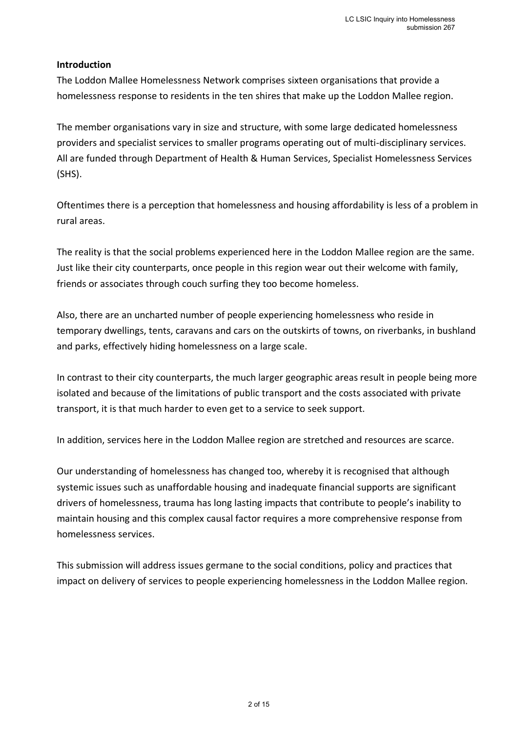**Introduction**

The Loddon Mallee Homelessness Network comprises sixteen organisations that provide a homelessness response to residents in the ten shires that make up the Loddon Mallee region.

The member organisations vary in size and structure, with some large dedicated homelessness providers and specialist services to smaller programs operating out of multi-disciplinary services. All are funded through Department of Health & Human Services, Specialist Homelessness Services (SHS).

Oftentimes there is a perception that homelessness and housing affordability is less of a problem in rural areas.

The reality is that the social problems experienced here in the Loddon Mallee region are the same. Just like their city counterparts, once people in this region wear out their welcome with family, friends or associates through couch surfing they too become homeless.

Also, there are an uncharted number of people experiencing homelessness who reside in temporary dwellings, tents, caravans and cars on the outskirts of towns, on riverbanks, in bushland and parks, effectively hiding homelessness on a large scale.

In contrast to their city counterparts, the much larger geographic areas result in people being more isolated and because of the limitations of public transport and the costs associated with private transport, it is that much harder to even get to a service to seek support.

In addition, services here in the Loddon Mallee region are stretched and resources are scarce.

Our understanding of homelessness has changed too, whereby it is recognised that although systemic issues such as unaffordable housing and inadequate financial supports are significant drivers of homelessness, trauma has long lasting impacts that contribute to people's inability to maintain housing and this complex causal factor requires a more comprehensive response from homelessness services.

This submission will address issues germane to the social conditions, policy and practices that impact on delivery of services to people experiencing homelessness in the Loddon Mallee region.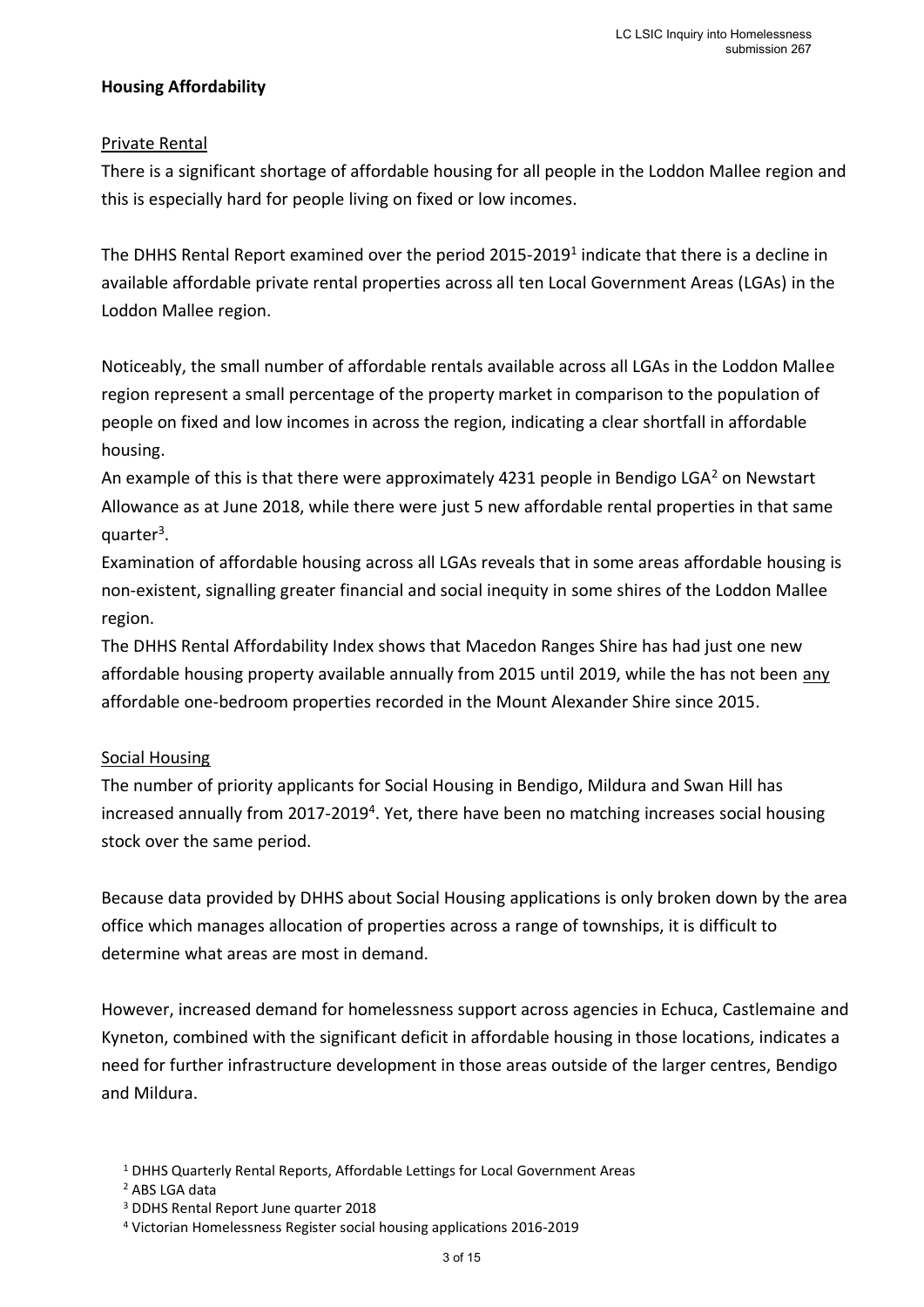**Housing Affordability**

Private Rental

There is a significant shortage of affordable housing for all people in the Loddon Mallee region and this is especially hard for people living on fixed or low incomes.

The DHHS Rental Report examined over the period 2015-2019[1] indicate that there is a decline in available affordable private rental properties across all ten Local Government Areas (LGAs) in the Loddon Mallee region.

Noticeably, the small number of affordable rentals available across all LGAs in the Loddon Mallee region represent a small percentage of the property market in comparison to the population of people on fixed and low incomes in across the region, indicating a clear shortfall in affordable housing.

An example of this is that there were approximately 4231 people in Bendigo LGA[2] on Newstart Allowance as at June 2018, while there were just 5 new affordable rental properties in that same quarter[3].

Examination of affordable housing across all LGAs reveals that in some areas affordable housing is non-existent, signalling greater financial and social inequity in some shires of the Loddon Mallee region.

The DHHS Rental Affordability Index shows that Macedon Ranges Shire has had just one new affordable housing property available annually from 2015 until 2019, while the has not been <u>any</u> affordable one-bedroom properties recorded in the Mount Alexander Shire since 2015.

Social Housing

The number of priority applicants for Social Housing in Bendigo, Mildura and Swan Hill has increased annually from 2017-2019[4]. Yet, there have been no matching increases social housing stock over the same period.

Because data provided by DHHS about Social Housing applications is only broken down by the area office which manages allocation of properties across a range of townships, it is difficult to determine what areas are most in demand.

However, increased demand for homelessness support across agencies in Echuca, Castlemaine and Kyneton, combined with the significant deficit in affordable housing in those locations, indicates a need for further infrastructure development in those areas outside of the larger centres, Bendigo and Mildura.

[1] DHHS Quarterly Rental Reports, Affordable Lettings for Local Government Areas

[2] ABS LGA data

[3] DDHS Rental Report June quarter 2018

[4] Victorian Homelessness Register social housing applications 2016-2019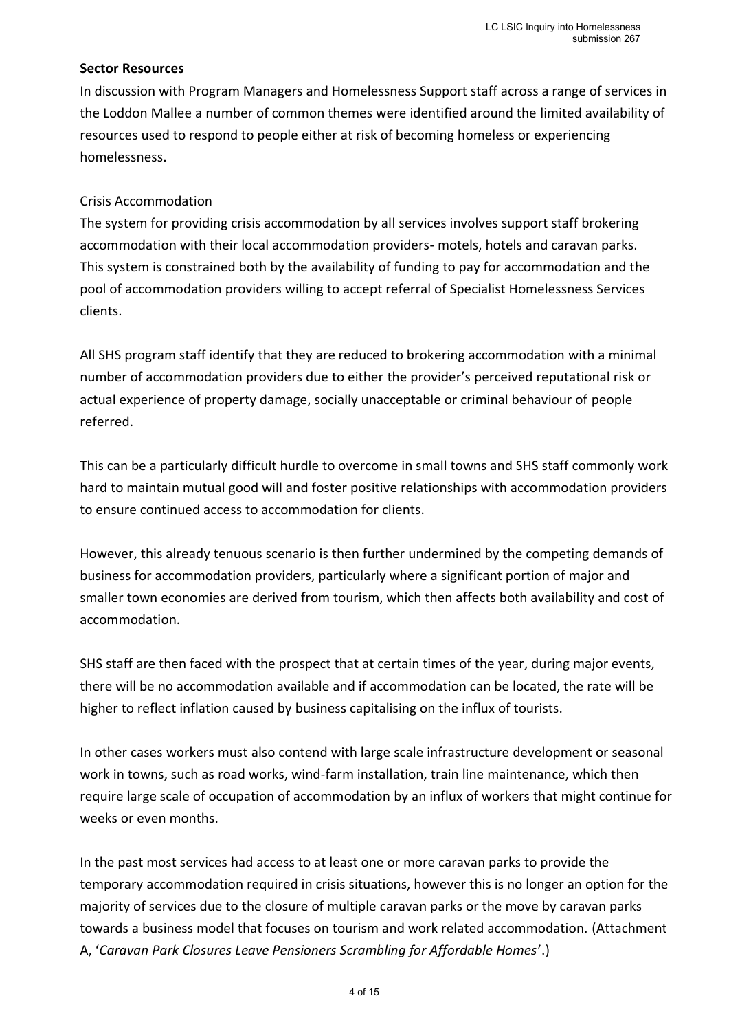**Sector Resources**

In discussion with Program Managers and Homelessness Support staff across a range of services in the Loddon Mallee a number of common themes were identified around the limited availability of resources used to respond to people either at risk of becoming homeless or experiencing homelessness.

Crisis Accommodation

The system for providing crisis accommodation by all services involves support staff brokering accommodation with their local accommodation providers- motels, hotels and caravan parks. This system is constrained both by the availability of funding to pay for accommodation and the pool of accommodation providers willing to accept referral of Specialist Homelessness Services clients.

All SHS program staff identify that they are reduced to brokering accommodation with a minimal number of accommodation providers due to either the provider's perceived reputational risk or actual experience of property damage, socially unacceptable or criminal behaviour of people referred.

This can be a particularly difficult hurdle to overcome in small towns and SHS staff commonly work hard to maintain mutual good will and foster positive relationships with accommodation providers to ensure continued access to accommodation for clients.

However, this already tenuous scenario is then further undermined by the competing demands of business for accommodation providers, particularly where a significant portion of major and smaller town economies are derived from tourism, which then affects both availability and cost of accommodation.

SHS staff are then faced with the prospect that at certain times of the year, during major events, there will be no accommodation available and if accommodation can be located, the rate will be higher to reflect inflation caused by business capitalising on the influx of tourists.

In other cases workers must also contend with large scale infrastructure development or seasonal work in towns, such as road works, wind-farm installation, train line maintenance, which then require large scale of occupation of accommodation by an influx of workers that might continue for weeks or even months.

In the past most services had access to at least one or more caravan parks to provide the temporary accommodation required in crisis situations, however this is no longer an option for the majority of services due to the closure of multiple caravan parks or the move by caravan parks towards a business model that focuses on tourism and work related accommodation. (Attachment A, '*Caravan Park Closures Leave Pensioners Scrambling for Affordable Homes*'.)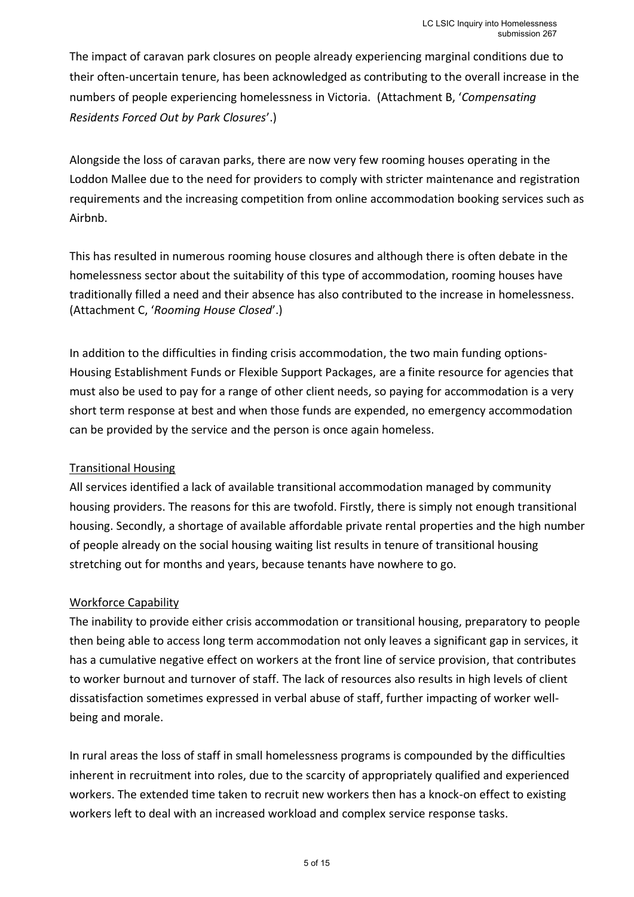The impact of caravan park closures on people already experiencing marginal conditions due to their often-uncertain tenure, has been acknowledged as contributing to the overall increase in the numbers of people experiencing homelessness in Victoria. (Attachment B, '*Compensating Residents Forced Out by Park Closures*'.)

Alongside the loss of caravan parks, there are now very few rooming houses operating in the Loddon Mallee due to the need for providers to comply with stricter maintenance and registration requirements and the increasing competition from online accommodation booking services such as Airbnb.

This has resulted in numerous rooming house closures and although there is often debate in the homelessness sector about the suitability of this type of accommodation, rooming houses have traditionally filled a need and their absence has also contributed to the increase in homelessness. (Attachment C, '*Rooming House Closed*'.)

In addition to the difficulties in finding crisis accommodation, the two main funding options- Housing Establishment Funds or Flexible Support Packages, are a finite resource for agencies that must also be used to pay for a range of other client needs, so paying for accommodation is a very short term response at best and when those funds are expended, no emergency accommodation can be provided by the service and the person is once again homeless.

<u>Transitional Housing</u>

All services identified a lack of available transitional accommodation managed by community housing providers. The reasons for this are twofold. Firstly, there is simply not enough transitional housing. Secondly, a shortage of available affordable private rental properties and the high number of people already on the social housing waiting list results in tenure of transitional housing stretching out for months and years, because tenants have nowhere to go.

<u>Workforce Capability</u>

The inability to provide either crisis accommodation or transitional housing, preparatory to people then being able to access long term accommodation not only leaves a significant gap in services, it has a cumulative negative effect on workers at the front line of service provision, that contributes to worker burnout and turnover of staff. The lack of resources also results in high levels of client dissatisfaction sometimes expressed in verbal abuse of staff, further impacting of worker well-being and morale.

In rural areas the loss of staff in small homelessness programs is compounded by the difficulties inherent in recruitment into roles, due to the scarcity of appropriately qualified and experienced workers. The extended time taken to recruit new workers then has a knock-on effect to existing workers left to deal with an increased workload and complex service response tasks.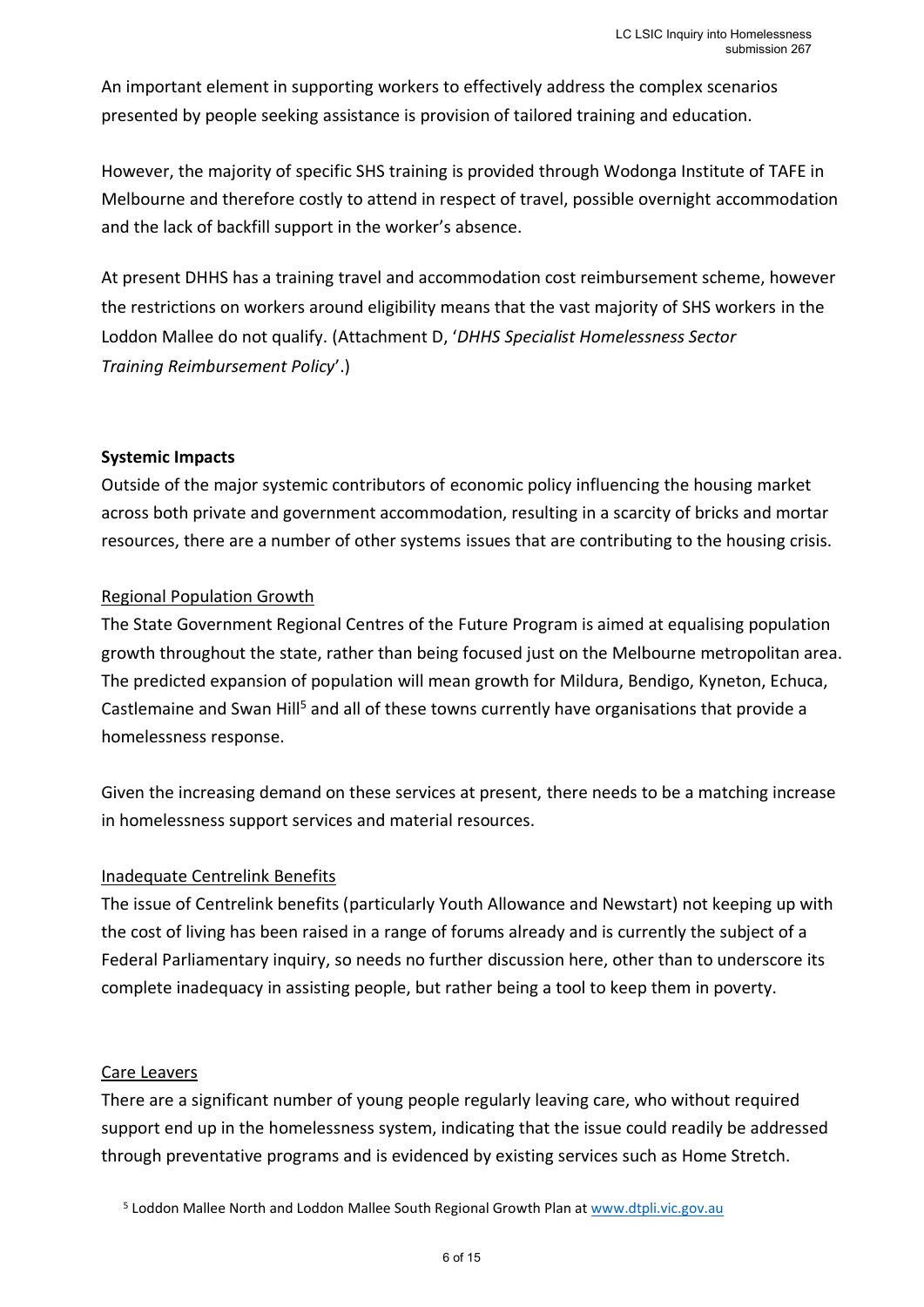An important element in supporting workers to effectively address the complex scenarios presented by people seeking assistance is provision of tailored training and education.

However, the majority of specific SHS training is provided through Wodonga Institute of TAFE in Melbourne and therefore costly to attend in respect of travel, possible overnight accommodation and the lack of backfill support in the worker's absence.

At present DHHS has a training travel and accommodation cost reimbursement scheme, however the restrictions on workers around eligibility means that the vast majority of SHS workers in the Loddon Mallee do not qualify. (Attachment D, '*DHHS Specialist Homelessness Sector Training Reimbursement Policy*'.)

**Systemic Impacts**

Outside of the major systemic contributors of economic policy influencing the housing market across both private and government accommodation, resulting in a scarcity of bricks and mortar resources, there are a number of other systems issues that are contributing to the housing crisis.

<u>Regional Population Growth</u>

The State Government Regional Centres of the Future Program is aimed at equalising population growth throughout the state, rather than being focused just on the Melbourne metropolitan area. The predicted expansion of population will mean growth for Mildura, Bendigo, Kyneton, Echuca, Castlemaine and Swan Hill[5] and all of these towns currently have organisations that provide a homelessness response.

Given the increasing demand on these services at present, there needs to be a matching increase in homelessness support services and material resources.

<u>Inadequate Centrelink Benefits</u>

The issue of Centrelink benefits (particularly Youth Allowance and Newstart) not keeping up with the cost of living has been raised in a range of forums already and is currently the subject of a Federal Parliamentary inquiry, so needs no further discussion here, other than to underscore its complete inadequacy in assisting people, but rather being a tool to keep them in poverty.

<u>Care Leavers</u>

There are a significant number of young people regularly leaving care, who without required support end up in the homelessness system, indicating that the issue could readily be addressed through preventative programs and is evidenced by existing services such as Home Stretch.

[5] Loddon Mallee North and Loddon Mallee South Regional Growth Plan at www.dtpli.vic.gov.au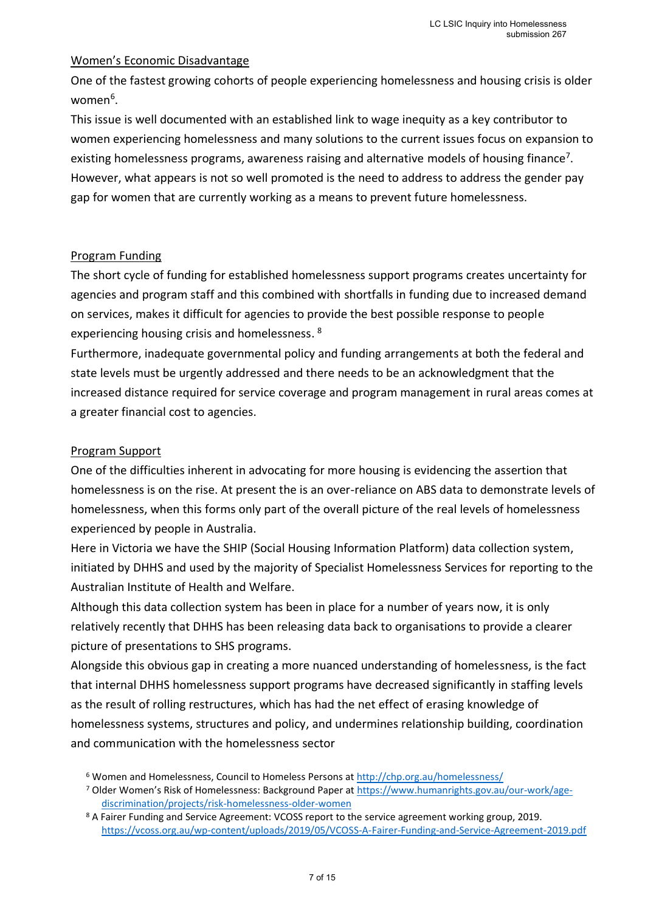## Women's Economic Disadvantage

One of the fastest growing cohorts of people experiencing homelessness and housing crisis is older women[6].

This issue is well documented with an established link to wage inequity as a key contributor to women experiencing homelessness and many solutions to the current issues focus on expansion to existing homelessness programs, awareness raising and alternative models of housing finance[7]. However, what appears is not so well promoted is the need to address to address the gender pay gap for women that are currently working as a means to prevent future homelessness.

## Program Funding

The short cycle of funding for established homelessness support programs creates uncertainty for agencies and program staff and this combined with shortfalls in funding due to increased demand on services, makes it difficult for agencies to provide the best possible response to people experiencing housing crisis and homelessness. [8]

Furthermore, inadequate governmental policy and funding arrangements at both the federal and state levels must be urgently addressed and there needs to be an acknowledgment that the increased distance required for service coverage and program management in rural areas comes at a greater financial cost to agencies.

## Program Support

One of the difficulties inherent in advocating for more housing is evidencing the assertion that homelessness is on the rise. At present the is an over-reliance on ABS data to demonstrate levels of homelessness, when this forms only part of the overall picture of the real levels of homelessness experienced by people in Australia.

Here in Victoria we have the SHIP (Social Housing Information Platform) data collection system, initiated by DHHS and used by the majority of Specialist Homelessness Services for reporting to the Australian Institute of Health and Welfare.

Although this data collection system has been in place for a number of years now, it is only relatively recently that DHHS has been releasing data back to organisations to provide a clearer picture of presentations to SHS programs.

Alongside this obvious gap in creating a more nuanced understanding of homelessness, is the fact that internal DHHS homelessness support programs have decreased significantly in staffing levels as the result of rolling restructures, which has had the net effect of erasing knowledge of homelessness systems, structures and policy, and undermines relationship building, coordination and communication with the homelessness sector

[6] Women and Homelessness, Council to Homeless Persons at http://chp.org.au/homelessness/

[7] Older Women's Risk of Homelessness: Background Paper at https://www.humanrights.gov.au/our-work/age-discrimination/projects/risk-homelessness-older-women

[8] A Fairer Funding and Service Agreement: VCOSS report to the service agreement working group, 2019. https://vcoss.org.au/wp-content/uploads/2019/05/VCOSS-A-Fairer-Funding-and-Service-Agreement-2019.pdf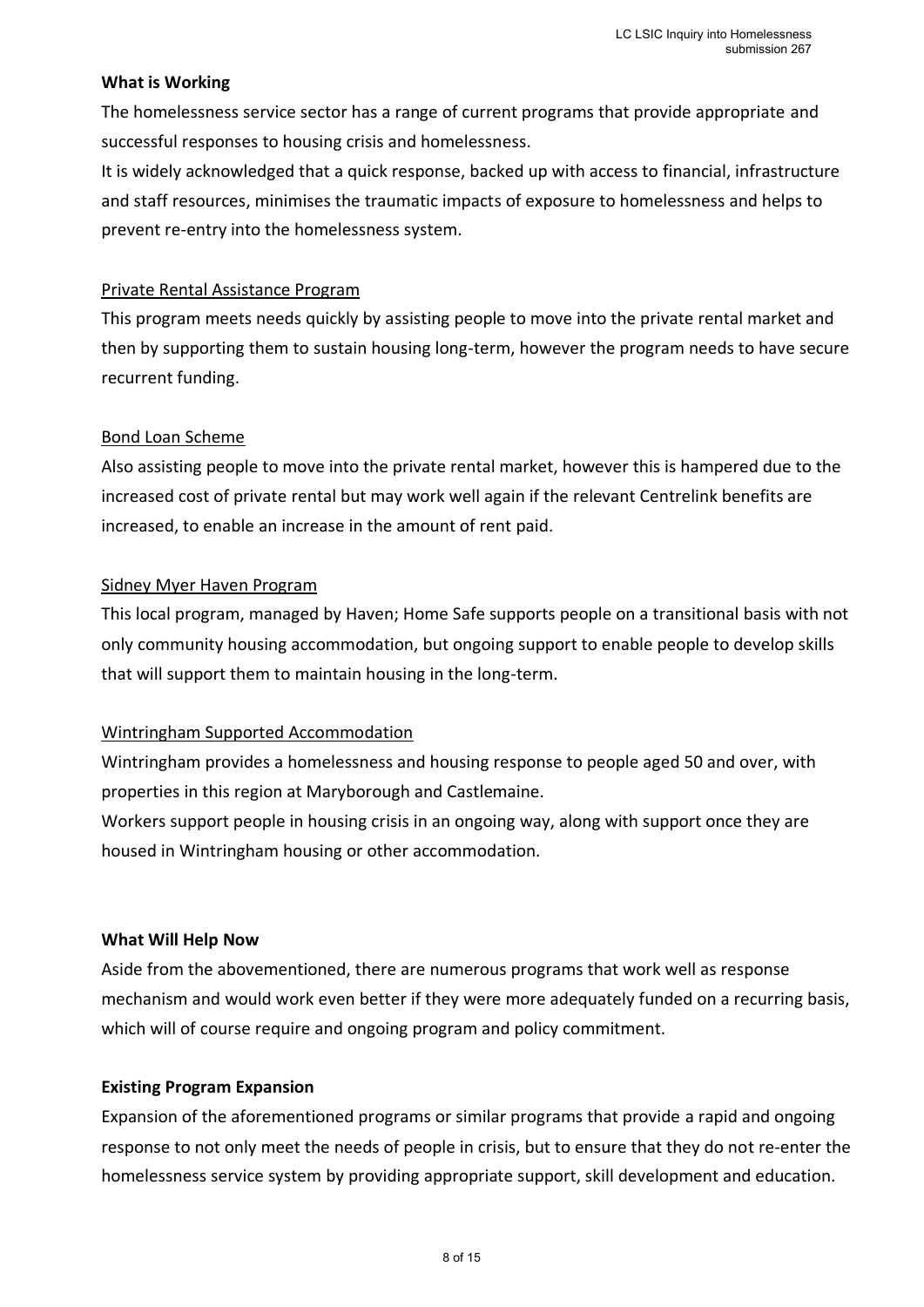**What is Working**

The homelessness service sector has a range of current programs that provide appropriate and successful responses to housing crisis and homelessness.

It is widely acknowledged that a quick response, backed up with access to financial, infrastructure and staff resources, minimises the traumatic impacts of exposure to homelessness and helps to prevent re-entry into the homelessness system.

<u>Private Rental Assistance Program</u>

This program meets needs quickly by assisting people to move into the private rental market and then by supporting them to sustain housing long-term, however the program needs to have secure recurrent funding.

<u>Bond Loan Scheme</u>

Also assisting people to move into the private rental market, however this is hampered due to the increased cost of private rental but may work well again if the relevant Centrelink benefits are increased, to enable an increase in the amount of rent paid.

<u>Sidney Myer Haven Program</u>

This local program, managed by Haven; Home Safe supports people on a transitional basis with not only community housing accommodation, but ongoing support to enable people to develop skills that will support them to maintain housing in the long-term.

<u>Wintringham Supported Accommodation</u>

Wintringham provides a homelessness and housing response to people aged 50 and over, with properties in this region at Maryborough and Castlemaine.

Workers support people in housing crisis in an ongoing way, along with support once they are housed in Wintringham housing or other accommodation.

**What Will Help Now**

Aside from the abovementioned, there are numerous programs that work well as response mechanism and would work even better if they were more adequately funded on a recurring basis, which will of course require and ongoing program and policy commitment.

**Existing Program Expansion**

Expansion of the aforementioned programs or similar programs that provide a rapid and ongoing response to not only meet the needs of people in crisis, but to ensure that they do not re-enter the homelessness service system by providing appropriate support, skill development and education.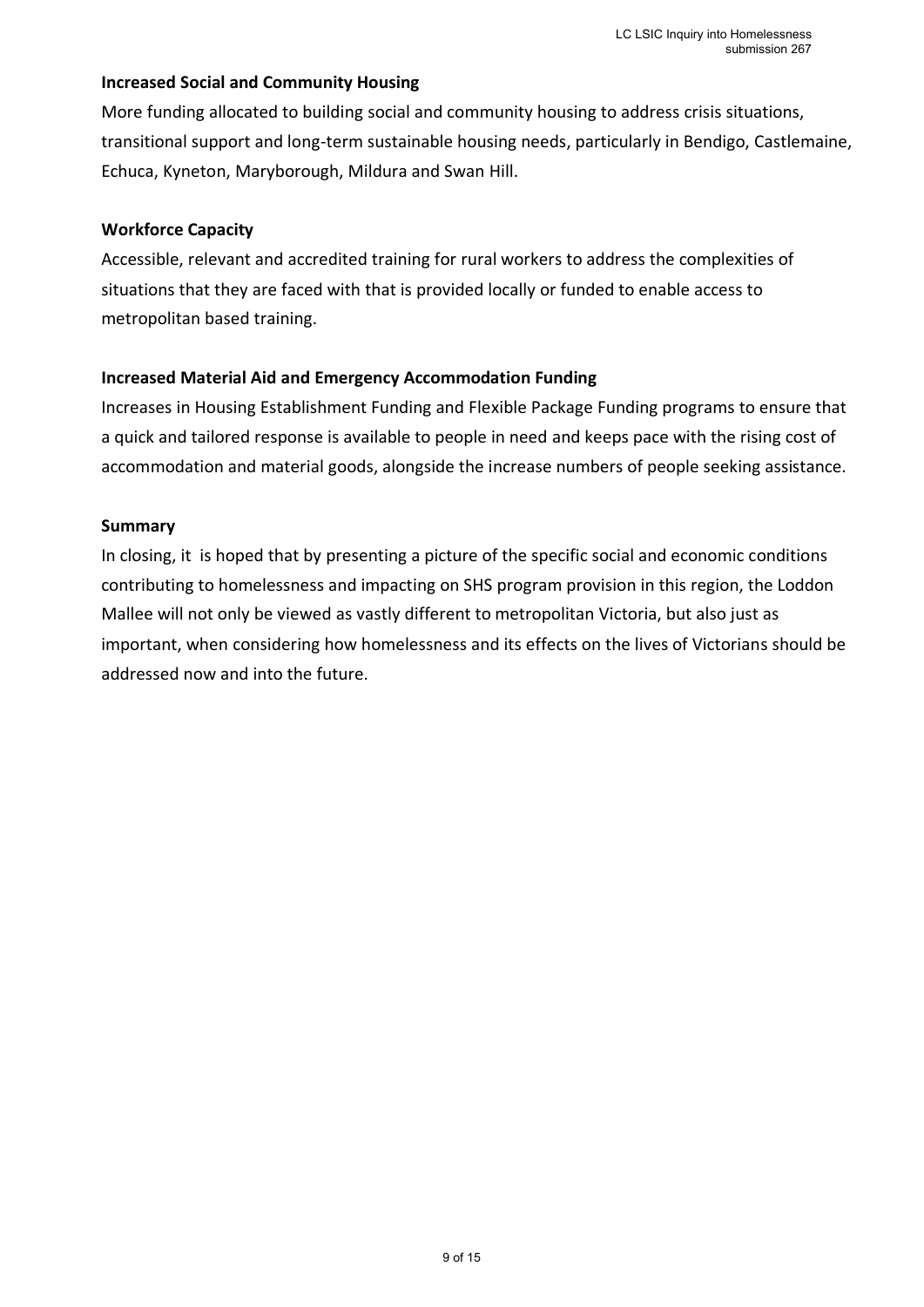**Increased Social and Community Housing**

More funding allocated to building social and community housing to address crisis situations, transitional support and long-term sustainable housing needs, particularly in Bendigo, Castlemaine, Echuca, Kyneton, Maryborough, Mildura and Swan Hill.

**Workforce Capacity**

Accessible, relevant and accredited training for rural workers to address the complexities of situations that they are faced with that is provided locally or funded to enable access to metropolitan based training.

**Increased Material Aid and Emergency Accommodation Funding**

Increases in Housing Establishment Funding and Flexible Package Funding programs to ensure that a quick and tailored response is available to people in need and keeps pace with the rising cost of accommodation and material goods, alongside the increase numbers of people seeking assistance.

**Summary**

In closing, it is hoped that by presenting a picture of the specific social and economic conditions contributing to homelessness and impacting on SHS program provision in this region, the Loddon Mallee will not only be viewed as vastly different to metropolitan Victoria, but also just as important, when considering how homelessness and its effects on the lives of Victorians should be addressed now and into the future.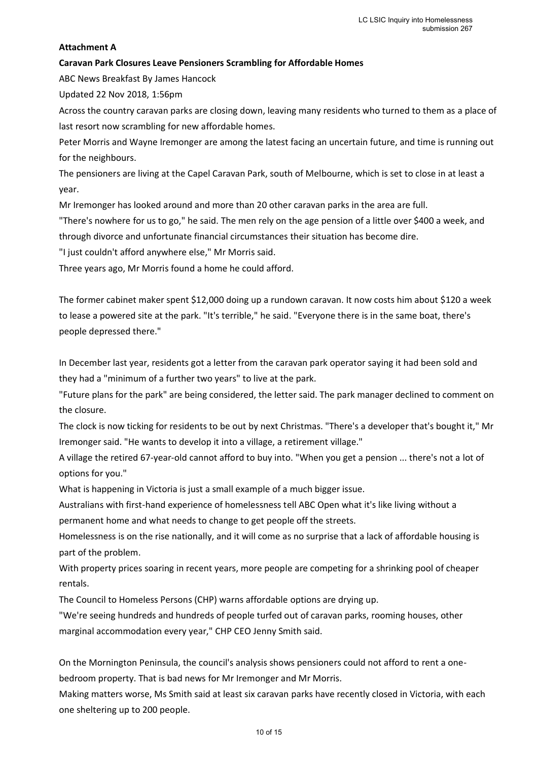**Attachment A**

**Caravan Park Closures Leave Pensioners Scrambling for Affordable Homes**

ABC News Breakfast By James Hancock

Updated 22 Nov 2018, 1:56pm

Across the country caravan parks are closing down, leaving many residents who turned to them as a place of last resort now scrambling for new affordable homes.

Peter Morris and Wayne Iremonger are among the latest facing an uncertain future, and time is running out for the neighbours.

The pensioners are living at the Capel Caravan Park, south of Melbourne, which is set to close in at least a year.

Mr Iremonger has looked around and more than 20 other caravan parks in the area are full.

"There's nowhere for us to go," he said. The men rely on the age pension of a little over $400 a week, and through divorce and unfortunate financial circumstances their situation has become dire.

"I just couldn't afford anywhere else," Mr Morris said.

Three years ago, Mr Morris found a home he could afford.

The former cabinet maker spent $12,000 doing up a rundown caravan. It now costs him about $120 a week to lease a powered site at the park. "It's terrible," he said. "Everyone there is in the same boat, there's people depressed there."

In December last year, residents got a letter from the caravan park operator saying it had been sold and they had a "minimum of a further two years" to live at the park.

"Future plans for the park" are being considered, the letter said. The park manager declined to comment on the closure.

The clock is now ticking for residents to be out by next Christmas. "There's a developer that's bought it," Mr Iremonger said. "He wants to develop it into a village, a retirement village."

A village the retired 67-year-old cannot afford to buy into. "When you get a pension ... there's not a lot of options for you."

What is happening in Victoria is just a small example of a much bigger issue.

Australians with first-hand experience of homelessness tell ABC Open what it's like living without a permanent home and what needs to change to get people off the streets.

Homelessness is on the rise nationally, and it will come as no surprise that a lack of affordable housing is part of the problem.

With property prices soaring in recent years, more people are competing for a shrinking pool of cheaper rentals.

The Council to Homeless Persons (CHP) warns affordable options are drying up.

"We're seeing hundreds and hundreds of people turfed out of caravan parks, rooming houses, other marginal accommodation every year," CHP CEO Jenny Smith said.

On the Mornington Peninsula, the council's analysis shows pensioners could not afford to rent a one-bedroom property. That is bad news for Mr Iremonger and Mr Morris.

Making matters worse, Ms Smith said at least six caravan parks have recently closed in Victoria, with each one sheltering up to 200 people.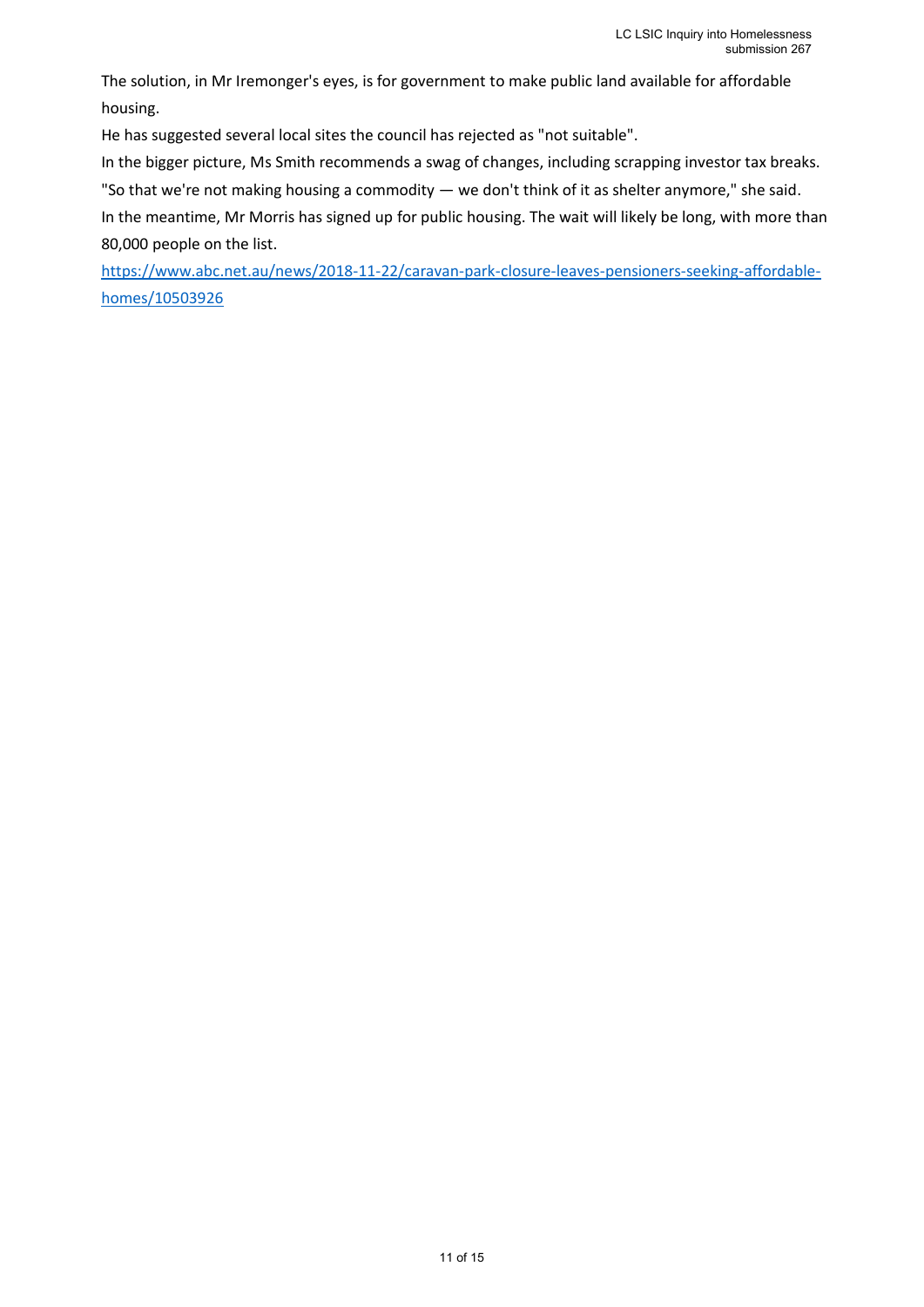The solution, in Mr Iremonger's eyes, is for government to make public land available for affordable housing.

He has suggested several local sites the council has rejected as "not suitable".

In the bigger picture, Ms Smith recommends a swag of changes, including scrapping investor tax breaks.

"So that we're not making housing a commodity — we don't think of it as shelter anymore," she said.

In the meantime, Mr Morris has signed up for public housing. The wait will likely be long, with more than 80,000 people on the list.

[https://www.abc.net.au/news/2018-11-22/caravan-park-closure-leaves-pensioners-seeking-affordable-homes/10503926](https://www.abc.net.au/news/2018-11-22/caravan-park-closure-leaves-pensioners-seeking-affordable-homes/10503926)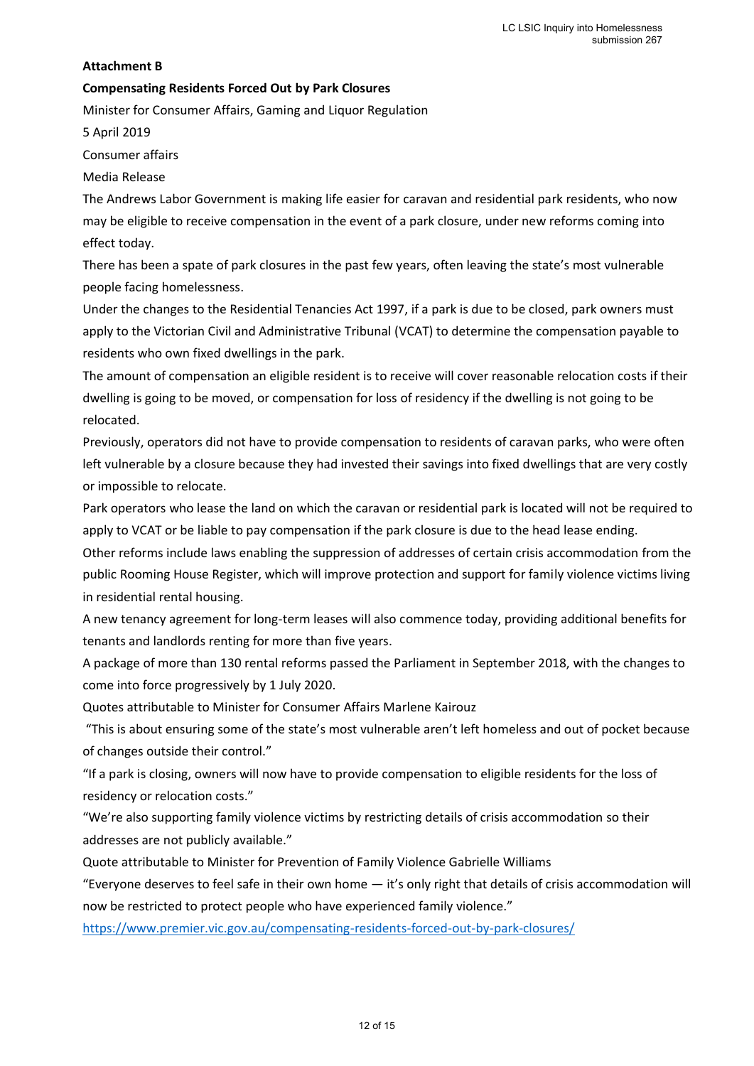**Attachment B**

**Compensating Residents Forced Out by Park Closures**

Minister for Consumer Affairs, Gaming and Liquor Regulation

5 April 2019

Consumer affairs

Media Release

The Andrews Labor Government is making life easier for caravan and residential park residents, who now may be eligible to receive compensation in the event of a park closure, under new reforms coming into effect today.

There has been a spate of park closures in the past few years, often leaving the state's most vulnerable people facing homelessness.

Under the changes to the Residential Tenancies Act 1997, if a park is due to be closed, park owners must apply to the Victorian Civil and Administrative Tribunal (VCAT) to determine the compensation payable to residents who own fixed dwellings in the park.

The amount of compensation an eligible resident is to receive will cover reasonable relocation costs if their dwelling is going to be moved, or compensation for loss of residency if the dwelling is not going to be relocated.

Previously, operators did not have to provide compensation to residents of caravan parks, who were often left vulnerable by a closure because they had invested their savings into fixed dwellings that are very costly or impossible to relocate.

Park operators who lease the land on which the caravan or residential park is located will not be required to apply to VCAT or be liable to pay compensation if the park closure is due to the head lease ending.

Other reforms include laws enabling the suppression of addresses of certain crisis accommodation from the public Rooming House Register, which will improve protection and support for family violence victims living in residential rental housing.

A new tenancy agreement for long-term leases will also commence today, providing additional benefits for tenants and landlords renting for more than five years.

A package of more than 130 rental reforms passed the Parliament in September 2018, with the changes to come into force progressively by 1 July 2020.

Quotes attributable to Minister for Consumer Affairs Marlene Kairouz

"This is about ensuring some of the state's most vulnerable aren't left homeless and out of pocket because of changes outside their control."

"If a park is closing, owners will now have to provide compensation to eligible residents for the loss of residency or relocation costs."

"We're also supporting family violence victims by restricting details of crisis accommodation so their addresses are not publicly available."

Quote attributable to Minister for Prevention of Family Violence Gabrielle Williams

"Everyone deserves to feel safe in their own home — it's only right that details of crisis accommodation will now be restricted to protect people who have experienced family violence."

https://www.premier.vic.gov.au/compensating-residents-forced-out-by-park-closures/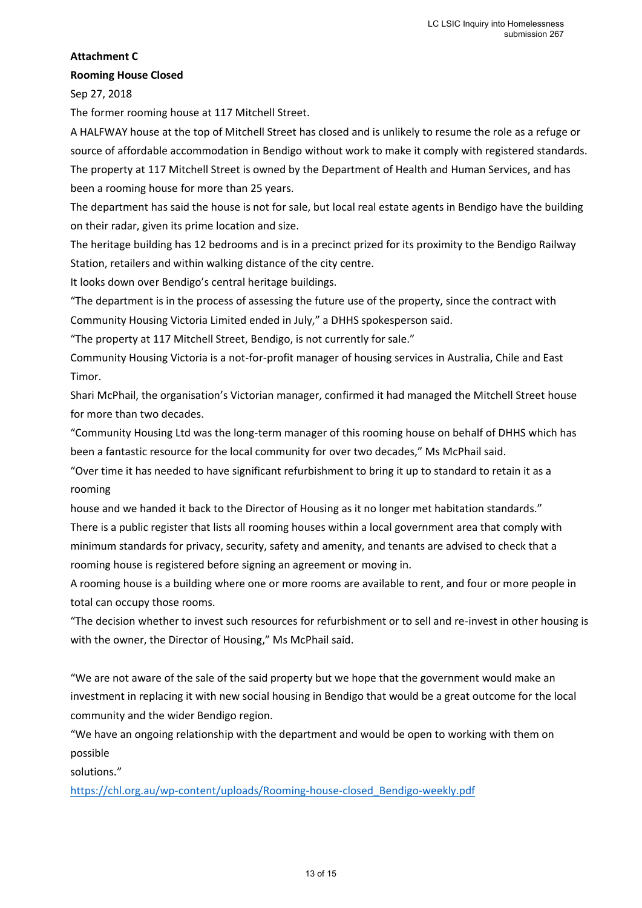**Attachment C**

**Rooming House Closed**

Sep 27, 2018

The former rooming house at 117 Mitchell Street.

A HALFWAY house at the top of Mitchell Street has closed and is unlikely to resume the role as a refuge or source of affordable accommodation in Bendigo without work to make it comply with registered standards.

The property at 117 Mitchell Street is owned by the Department of Health and Human Services, and has been a rooming house for more than 25 years.

The department has said the house is not for sale, but local real estate agents in Bendigo have the building on their radar, given its prime location and size.

The heritage building has 12 bedrooms and is in a precinct prized for its proximity to the Bendigo Railway Station, retailers and within walking distance of the city centre.

It looks down over Bendigo's central heritage buildings.

"The department is in the process of assessing the future use of the property, since the contract with Community Housing Victoria Limited ended in July," a DHHS spokesperson said.

"The property at 117 Mitchell Street, Bendigo, is not currently for sale."

Community Housing Victoria is a not-for-profit manager of housing services in Australia, Chile and East Timor.

Shari McPhail, the organisation's Victorian manager, confirmed it had managed the Mitchell Street house for more than two decades.

"Community Housing Ltd was the long-term manager of this rooming house on behalf of DHHS which has been a fantastic resource for the local community for over two decades," Ms McPhail said.

"Over time it has needed to have significant refurbishment to bring it up to standard to retain it as a rooming house and we handed it back to the Director of Housing as it no longer met habitation standards."

There is a public register that lists all rooming houses within a local government area that comply with minimum standards for privacy, security, safety and amenity, and tenants are advised to check that a rooming house is registered before signing an agreement or moving in.

A rooming house is a building where one or more rooms are available to rent, and four or more people in total can occupy those rooms.

"The decision whether to invest such resources for refurbishment or to sell and re-invest in other housing is with the owner, the Director of Housing," Ms McPhail said.

"We are not aware of the sale of the said property but we hope that the government would make an investment in replacing it with new social housing in Bendigo that would be a great outcome for the local community and the wider Bendigo region.

"We have an ongoing relationship with the department and would be open to working with them on possible solutions."

https://chl.org.au/wp-content/uploads/Rooming-house-closed_Bendigo-weekly.pdf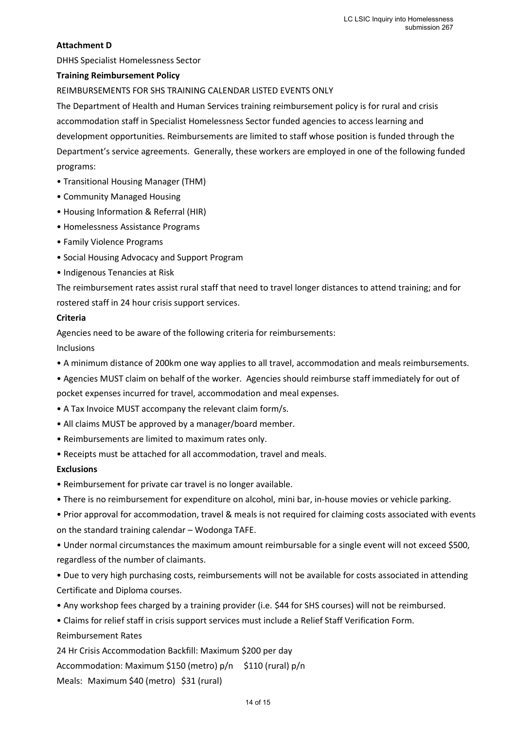**Attachment D**

DHHS Specialist Homelessness Sector

**Training Reimbursement Policy**

REIMBURSEMENTS FOR SHS TRAINING CALENDAR LISTED EVENTS ONLY

The Department of Health and Human Services training reimbursement policy is for rural and crisis accommodation staff in Specialist Homelessness Sector funded agencies to access learning and development opportunities. Reimbursements are limited to staff whose position is funded through the Department's service agreements. Generally, these workers are employed in one of the following funded programs:

- Transitional Housing Manager (THM)
- Community Managed Housing
- Housing Information & Referral (HIR)
- Homelessness Assistance Programs
- Family Violence Programs
- Social Housing Advocacy and Support Program
- Indigenous Tenancies at Risk

The reimbursement rates assist rural staff that need to travel longer distances to attend training; and for rostered staff in 24 hour crisis support services.

**Criteria**

Agencies need to be aware of the following criteria for reimbursements:

Inclusions

- A minimum distance of 200km one way applies to all travel, accommodation and meals reimbursements.
- Agencies MUST claim on behalf of the worker. Agencies should reimburse staff immediately for out of pocket expenses incurred for travel, accommodation and meal expenses.
- A Tax Invoice MUST accompany the relevant claim form/s.
- All claims MUST be approved by a manager/board member.
- Reimbursements are limited to maximum rates only.
- Receipts must be attached for all accommodation, travel and meals.

**Exclusions**

- Reimbursement for private car travel is no longer available.
- There is no reimbursement for expenditure on alcohol, mini bar, in-house movies or vehicle parking.
- Prior approval for accommodation, travel & meals is not required for claiming costs associated with events on the standard training calendar – Wodonga TAFE.
- Under normal circumstances the maximum amount reimbursable for a single event will not exceed $500, regardless of the number of claimants.
- Due to very high purchasing costs, reimbursements will not be available for costs associated in attending Certificate and Diploma courses.
- Any workshop fees charged by a training provider (i.e. $44 for SHS courses) will not be reimbursed.
- Claims for relief staff in crisis support services must include a Relief Staff Verification Form.

Reimbursement Rates

24 Hr Crisis Accommodation Backfill: Maximum $200 per day

Accommodation: Maximum $150 (metro) p/n $110 (rural) p/n

Meals: Maximum $40 (metro) $31 (rural)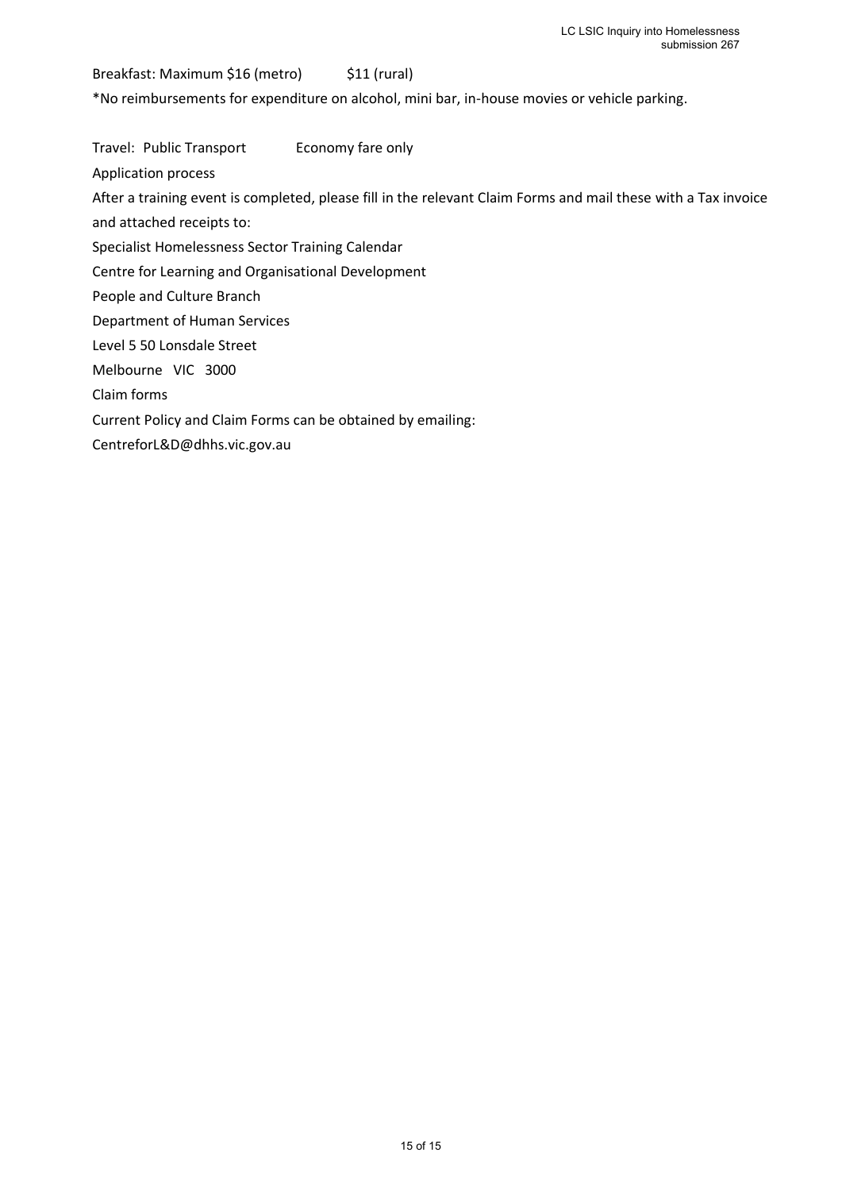Breakfast: Maximum $16 (metro) $11 (rural)

*No reimbursements for expenditure on alcohol, mini bar, in-house movies or vehicle parking.

Travel: Public Transport Economy fare only

Application process

After a training event is completed, please fill in the relevant Claim Forms and mail these with a Tax invoice and attached receipts to:

Specialist Homelessness Sector Training Calendar

Centre for Learning and Organisational Development

People and Culture Branch

Department of Human Services

Level 5 50 Lonsdale Street

Melbourne VIC 3000

Claim forms

Current Policy and Claim Forms can be obtained by emailing:

CentreforL&D@dhhs.vic.gov.au